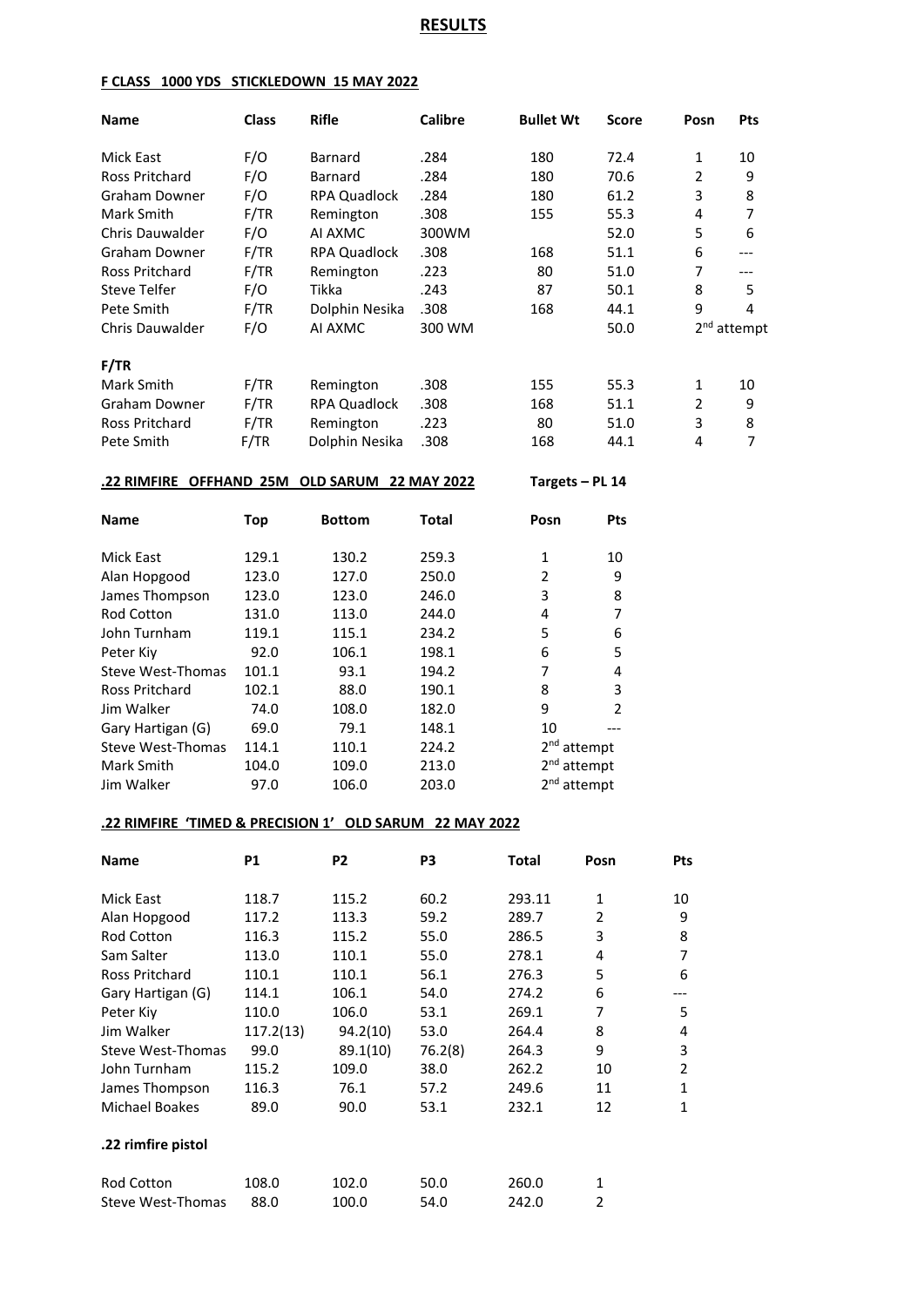# RESULTS

## F CLASS 1000 YDS STICKLEDOWN 15 MAY 2022

| Name | Class | Rifle | Calibre | Bullet Wt | Score | Posn | Pts |
|---|---|---|---|---|---|---|---|
| Mick East | F/O | Barnard | .284 | 180 | 72.4 | 1 | 10 |
| Ross Pritchard | F/O | Barnard | .284 | 180 | 70.6 | 2 | 9 |
| Graham Downer | F/O | RPA Quadlock | .284 | 180 | 61.2 | 3 | 8 |
| Mark Smith | F/TR | Remington | .308 | 155 | 55.3 | 4 | 7 |
| Chris Dauwalder | F/O | AI AXMC | 300WM | | 52.0 | 5 | 6 |
| Graham Downer | F/TR | RPA Quadlock | .308 | 168 | 51.1 | 6 | --- |
| Ross Pritchard | F/TR | Remington | .223 | 80 | 51.0 | 7 | --- |
| Steve Telfer | F/O | Tikka | .243 | 87 | 50.1 | 8 | 5 |
| Pete Smith | F/TR | Dolphin Nesika | .308 | 168 | 44.1 | 9 | 4 |
| Chris Dauwalder | F/O | AI AXMC | 300 WM | | 50.0 | 2nd attempt | |

**F/TR**

| Name | Class | Rifle | Calibre | Bullet Wt | Score | Posn | Pts |
|---|---|---|---|---|---|---|---|
| Mark Smith | F/TR | Remington | .308 | 155 | 55.3 | 1 | 10 |
| Graham Downer | F/TR | RPA Quadlock | .308 | 168 | 51.1 | 2 | 9 |
| Ross Pritchard | F/TR | Remington | .223 | 80 | 51.0 | 3 | 8 |
| Pete Smith | F/TR | Dolphin Nesika | .308 | 168 | 44.1 | 4 | 7 |

## .22 RIMFIRE OFFHAND 25M OLD SARUM 22 MAY 2022 — Targets – PL 14

| Name | Top | Bottom | Total | Posn | Pts |
|---|---|---|---|---|---|
| Mick East | 129.1 | 130.2 | 259.3 | 1 | 10 |
| Alan Hopgood | 123.0 | 127.0 | 250.0 | 2 | 9 |
| James Thompson | 123.0 | 123.0 | 246.0 | 3 | 8 |
| Rod Cotton | 131.0 | 113.0 | 244.0 | 4 | 7 |
| John Turnham | 119.1 | 115.1 | 234.2 | 5 | 6 |
| Peter Kiy | 92.0 | 106.1 | 198.1 | 6 | 5 |
| Steve West-Thomas | 101.1 | 93.1 | 194.2 | 7 | 4 |
| Ross Pritchard | 102.1 | 88.0 | 190.1 | 8 | 3 |
| Jim Walker | 74.0 | 108.0 | 182.0 | 9 | 2 |
| Gary Hartigan (G) | 69.0 | 79.1 | 148.1 | 10 | --- |
| Steve West-Thomas | 114.1 | 110.1 | 224.2 | 2nd attempt | |
| Mark Smith | 104.0 | 109.0 | 213.0 | 2nd attempt | |
| Jim Walker | 97.0 | 106.0 | 203.0 | 2nd attempt | |

## .22 RIMFIRE 'TIMED & PRECISION 1' OLD SARUM 22 MAY 2022

| Name | P1 | P2 | P3 | Total | Posn | Pts |
|---|---|---|---|---|---|---|
| Mick East | 118.7 | 115.2 | 60.2 | 293.11 | 1 | 10 |
| Alan Hopgood | 117.2 | 113.3 | 59.2 | 289.7 | 2 | 9 |
| Rod Cotton | 116.3 | 115.2 | 55.0 | 286.5 | 3 | 8 |
| Sam Salter | 113.0 | 110.1 | 55.0 | 278.1 | 4 | 7 |
| Ross Pritchard | 110.1 | 110.1 | 56.1 | 276.3 | 5 | 6 |
| Gary Hartigan (G) | 114.1 | 106.1 | 54.0 | 274.2 | 6 | --- |
| Peter Kiy | 110.0 | 106.0 | 53.1 | 269.1 | 7 | 5 |
| Jim Walker | 117.2(13) | 94.2(10) | 53.0 | 264.4 | 8 | 4 |
| Steve West-Thomas | 99.0 | 89.1(10) | 76.2(8) | 264.3 | 9 | 3 |
| John Turnham | 115.2 | 109.0 | 38.0 | 262.2 | 10 | 2 |
| James Thompson | 116.3 | 76.1 | 57.2 | 249.6 | 11 | 1 |
| Michael Boakes | 89.0 | 90.0 | 53.1 | 232.1 | 12 | 1 |

**.22 rimfire pistol**

| Name | P1 | P2 | P3 | Total | Posn | Pts |
|---|---|---|---|---|---|---|
| Rod Cotton | 108.0 | 102.0 | 50.0 | 260.0 | 1 | |
| Steve West-Thomas | 88.0 | 100.0 | 54.0 | 242.0 | 2 | |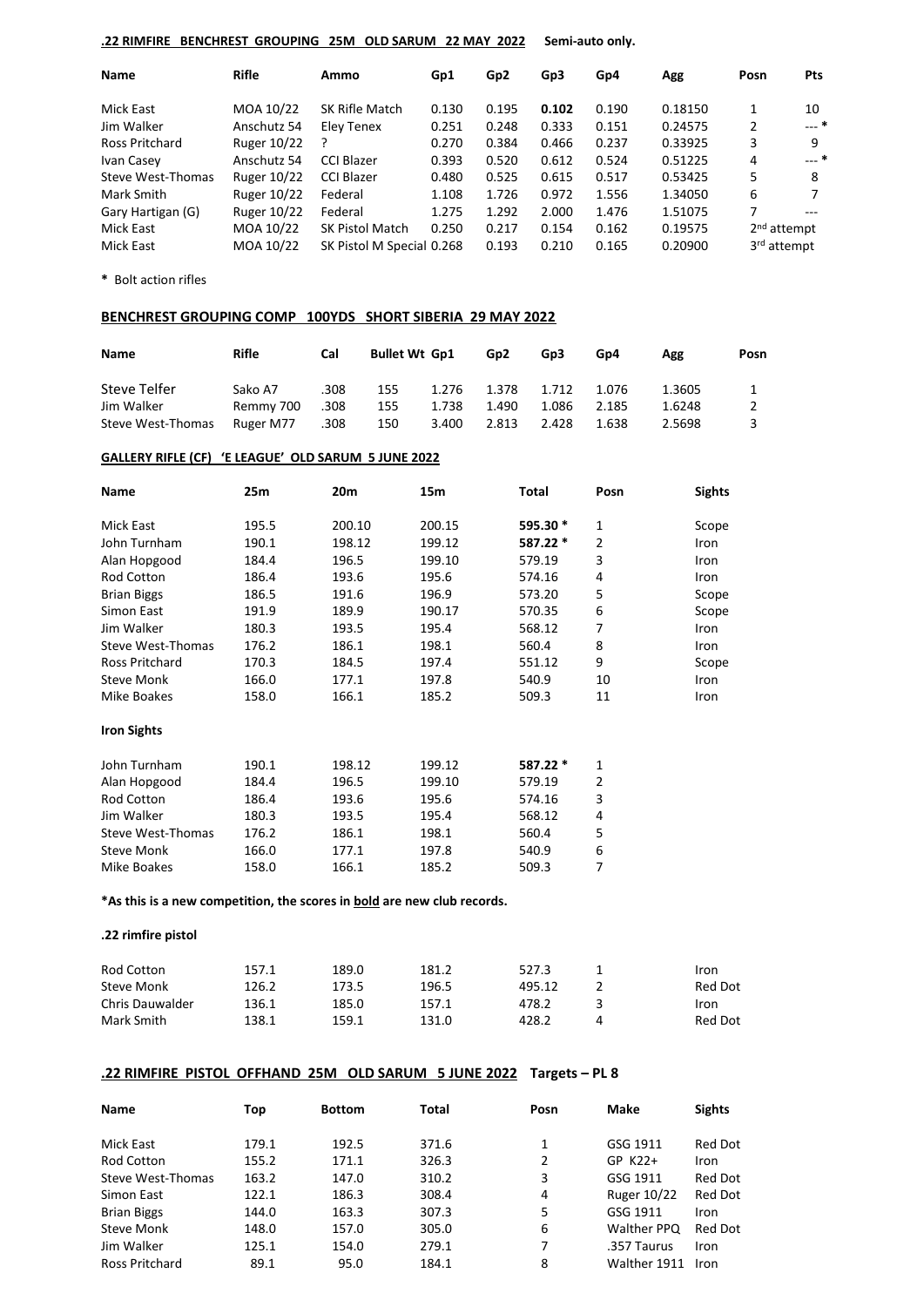**.22 RIMFIRE BENCHREST GROUPING 25M OLD SARUM 22 MAY 2022** **Semi-auto only.**

| Name | Rifle | Ammo | Gp1 | Gp2 | Gp3 | Gp4 | Agg | Posn | Pts |
|---|---|---|---|---|---|---|---|---|---|
| Mick East | MOA 10/22 | SK Rifle Match | 0.130 | 0.195 | **0.102** | 0.190 | 0.18150 | 1 | 10 |
| Jim Walker | Anschutz 54 | Eley Tenex | 0.251 | 0.248 | 0.333 | 0.151 | 0.24575 | 2 | --- * |
| Ross Pritchard | Ruger 10/22 | ? | 0.270 | 0.384 | 0.466 | 0.237 | 0.33925 | 3 | 9 |
| Ivan Casey | Anschutz 54 | CCI Blazer | 0.393 | 0.520 | 0.612 | 0.524 | 0.51225 | 4 | --- * |
| Steve West-Thomas | Ruger 10/22 | CCI Blazer | 0.480 | 0.525 | 0.615 | 0.517 | 0.53425 | 5 | 8 |
| Mark Smith | Ruger 10/22 | Federal | 1.108 | 1.726 | 0.972 | 1.556 | 1.34050 | 6 | 7 |
| Gary Hartigan (G) | Ruger 10/22 | Federal | 1.275 | 1.292 | 2.000 | 1.476 | 1.51075 | 7 | --- |
| Mick East | MOA 10/22 | SK Pistol Match | 0.250 | 0.217 | 0.154 | 0.162 | 0.19575 | 2nd attempt | |
| Mick East | MOA 10/22 | SK Pistol M Special | 0.268 | 0.193 | 0.210 | 0.165 | 0.20900 | 3rd attempt | |

**\*** Bolt action rifles

**BENCHREST GROUPING COMP 100YDS SHORT SIBERIA 29 MAY 2022**

| Name | Rifle | Cal | Bullet Wt | Gp1 | Gp2 | Gp3 | Gp4 | Agg | Posn |
|---|---|---|---|---|---|---|---|---|---|
| Steve Telfer | Sako A7 | .308 | 155 | 1.276 | 1.378 | 1.712 | 1.076 | 1.3605 | 1 |
| Jim Walker | Remmy 700 | .308 | 155 | 1.738 | 1.490 | 1.086 | 2.185 | 1.6248 | 2 |
| Steve West-Thomas | Ruger M77 | .308 | 150 | 3.400 | 2.813 | 2.428 | 1.638 | 2.5698 | 3 |

**GALLERY RIFLE (CF) 'E LEAGUE' OLD SARUM 5 JUNE 2022**

| Name | 25m | 20m | 15m | Total | Posn | Sights |
|---|---|---|---|---|---|---|
| Mick East | 195.5 | 200.10 | 200.15 | **595.30 *** | 1 | Scope |
| John Turnham | 190.1 | 198.12 | 199.12 | **587.22 *** | 2 | Iron |
| Alan Hopgood | 184.4 | 196.5 | 199.10 | 579.19 | 3 | Iron |
| Rod Cotton | 186.4 | 193.6 | 195.6 | 574.16 | 4 | Iron |
| Brian Biggs | 186.5 | 191.6 | 196.9 | 573.20 | 5 | Scope |
| Simon East | 191.9 | 189.9 | 190.17 | 570.35 | 6 | Scope |
| Jim Walker | 180.3 | 193.5 | 195.4 | 568.12 | 7 | Iron |
| Steve West-Thomas | 176.2 | 186.1 | 198.1 | 560.4 | 8 | Iron |
| Ross Pritchard | 170.3 | 184.5 | 197.4 | 551.12 | 9 | Scope |
| Steve Monk | 166.0 | 177.1 | 197.8 | 540.9 | 10 | Iron |
| Mike Boakes | 158.0 | 166.1 | 185.2 | 509.3 | 11 | Iron |

**Iron Sights**

| Name | 25m | 20m | 15m | Total | Posn |
|---|---|---|---|---|---|
| John Turnham | 190.1 | 198.12 | 199.12 | **587.22 *** | 1 |
| Alan Hopgood | 184.4 | 196.5 | 199.10 | 579.19 | 2 |
| Rod Cotton | 186.4 | 193.6 | 195.6 | 574.16 | 3 |
| Jim Walker | 180.3 | 193.5 | 195.4 | 568.12 | 4 |
| Steve West-Thomas | 176.2 | 186.1 | 198.1 | 560.4 | 5 |
| Steve Monk | 166.0 | 177.1 | 197.8 | 540.9 | 6 |
| Mike Boakes | 158.0 | 166.1 | 185.2 | 509.3 | 7 |

**\*As this is a new competition, the scores in bold are new club records.**

**.22 rimfire pistol**

| Name | 25m | 20m | 15m | Total | Posn | Sights |
|---|---|---|---|---|---|---|
| Rod Cotton | 157.1 | 189.0 | 181.2 | 527.3 | 1 | Iron |
| Steve Monk | 126.2 | 173.5 | 196.5 | 495.12 | 2 | Red Dot |
| Chris Dauwalder | 136.1 | 185.0 | 157.1 | 478.2 | 3 | Iron |
| Mark Smith | 138.1 | 159.1 | 131.0 | 428.2 | 4 | Red Dot |

**.22 RIMFIRE PISTOL OFFHAND 25M OLD SARUM 5 JUNE 2022** **Targets – PL 8**

| Name | Top | Bottom | Total | Posn | Make | Sights |
|---|---|---|---|---|---|---|
| Mick East | 179.1 | 192.5 | 371.6 | 1 | GSG 1911 | Red Dot |
| Rod Cotton | 155.2 | 171.1 | 326.3 | 2 | GP K22+ | Iron |
| Steve West-Thomas | 163.2 | 147.0 | 310.2 | 3 | GSG 1911 | Red Dot |
| Simon East | 122.1 | 186.3 | 308.4 | 4 | Ruger 10/22 | Red Dot |
| Brian Biggs | 144.0 | 163.3 | 307.3 | 5 | GSG 1911 | Iron |
| Steve Monk | 148.0 | 157.0 | 305.0 | 6 | Walther PPQ | Red Dot |
| Jim Walker | 125.1 | 154.0 | 279.1 | 7 | .357 Taurus | Iron |
| Ross Pritchard | 89.1 | 95.0 | 184.1 | 8 | Walther 1911 | Iron |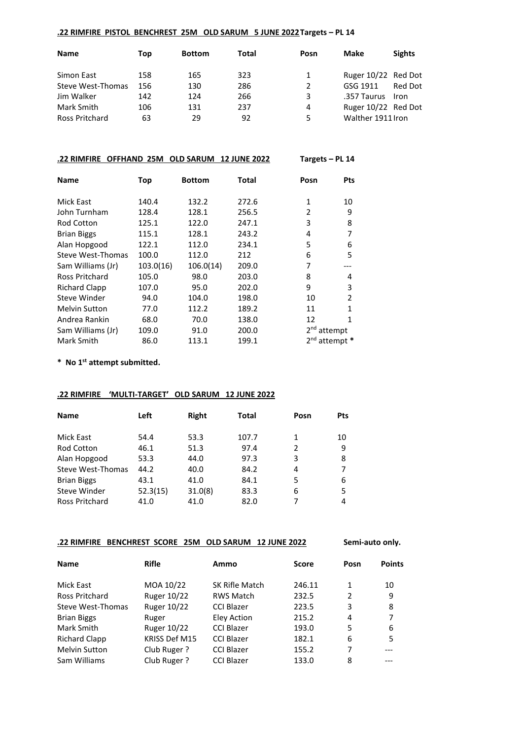**.22 RIMFIRE PISTOL BENCHREST 25M OLD SARUM 5 JUNE 2022 Targets – PL 14**

| Name | Top | Bottom | Total | Posn | Make | Sights |
|---|---|---|---|---|---|---|
| Simon East | 158 | 165 | 323 | 1 | Ruger 10/22 | Red Dot |
| Steve West-Thomas | 156 | 130 | 286 | 2 | GSG 1911 | Red Dot |
| Jim Walker | 142 | 124 | 266 | 3 | .357 Taurus | Iron |
| Mark Smith | 106 | 131 | 237 | 4 | Ruger 10/22 | Red Dot |
| Ross Pritchard | 63 | 29 | 92 | 5 | Walther 1911 | Iron |

**.22 RIMFIRE OFFHAND 25M OLD SARUM 12 JUNE 2022** **Targets – PL 14**

| Name | Top | Bottom | Total | Posn | Pts |
|---|---|---|---|---|---|
| Mick East | 140.4 | 132.2 | 272.6 | 1 | 10 |
| John Turnham | 128.4 | 128.1 | 256.5 | 2 | 9 |
| Rod Cotton | 125.1 | 122.0 | 247.1 | 3 | 8 |
| Brian Biggs | 115.1 | 128.1 | 243.2 | 4 | 7 |
| Alan Hopgood | 122.1 | 112.0 | 234.1 | 5 | 6 |
| Steve West-Thomas | 100.0 | 112.0 | 212 | 6 | 5 |
| Sam Williams (Jr) | 103.0(16) | 106.0(14) | 209.0 | 7 | --- |
| Ross Pritchard | 105.0 | 98.0 | 203.0 | 8 | 4 |
| Richard Clapp | 107.0 | 95.0 | 202.0 | 9 | 3 |
| Steve Winder | 94.0 | 104.0 | 198.0 | 10 | 2 |
| Melvin Sutton | 77.0 | 112.2 | 189.2 | 11 | 1 |
| Andrea Rankin | 68.0 | 70.0 | 138.0 | 12 | 1 |
| Sam Williams (Jr) | 109.0 | 91.0 | 200.0 | 2nd attempt | |
| Mark Smith | 86.0 | 113.1 | 199.1 | 2nd attempt * | |

**\* No 1st attempt submitted.**

**.22 RIMFIRE 'MULTI-TARGET' OLD SARUM 12 JUNE 2022**

| Name | Left | Right | Total | Posn | Pts |
|---|---|---|---|---|---|
| Mick East | 54.4 | 53.3 | 107.7 | 1 | 10 |
| Rod Cotton | 46.1 | 51.3 | 97.4 | 2 | 9 |
| Alan Hopgood | 53.3 | 44.0 | 97.3 | 3 | 8 |
| Steve West-Thomas | 44.2 | 40.0 | 84.2 | 4 | 7 |
| Brian Biggs | 43.1 | 41.0 | 84.1 | 5 | 6 |
| Steve Winder | 52.3(15) | 31.0(8) | 83.3 | 6 | 5 |
| Ross Pritchard | 41.0 | 41.0 | 82.0 | 7 | 4 |

**.22 RIMFIRE BENCHREST SCORE 25M OLD SARUM 12 JUNE 2022** **Semi-auto only.**

| Name | Rifle | Ammo | Score | Posn | Points |
|---|---|---|---|---|---|
| Mick East | MOA 10/22 | SK Rifle Match | 246.11 | 1 | 10 |
| Ross Pritchard | Ruger 10/22 | RWS Match | 232.5 | 2 | 9 |
| Steve West-Thomas | Ruger 10/22 | CCI Blazer | 223.5 | 3 | 8 |
| Brian Biggs | Ruger | Eley Action | 215.2 | 4 | 7 |
| Mark Smith | Ruger 10/22 | CCI Blazer | 193.0 | 5 | 6 |
| Richard Clapp | KRISS Def M15 | CCI Blazer | 182.1 | 6 | 5 |
| Melvin Sutton | Club Ruger ? | CCI Blazer | 155.2 | 7 | --- |
| Sam Williams | Club Ruger ? | CCI Blazer | 133.0 | 8 | --- |